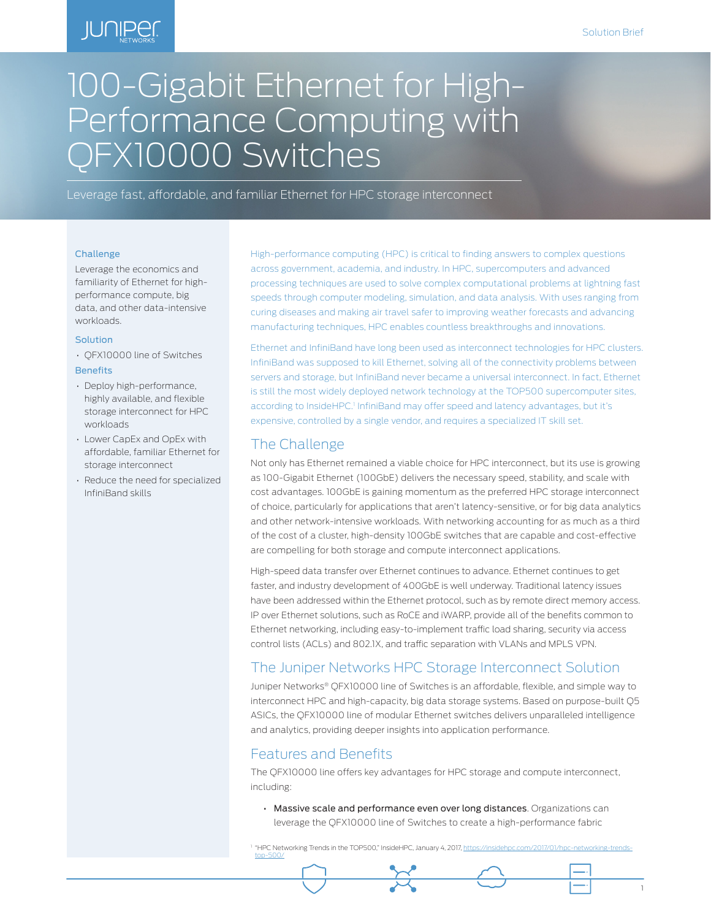Solution Brief

# 100-Gigabit Ethernet for High-Performance Computing with QFX10000 Switches

Leverage fast, affordable, and familiar Ethernet for HPC storage interconnect

### Challenge

Leverage the economics and familiarity of Ethernet for high-performance compute, big data, and other data-intensive workloads.

### Solution

- QFX10000 line of Switches

### Benefits

- Deploy high-performance, highly available, and flexible storage interconnect for HPC workloads
- Lower CapEx and OpEx with affordable, familiar Ethernet for storage interconnect
- Reduce the need for specialized InfiniBand skills

High-performance computing (HPC) is critical to finding answers to complex questions across government, academia, and industry. In HPC, supercomputers and advanced processing techniques are used to solve complex computational problems at lightning fast speeds through computer modeling, simulation, and data analysis. With uses ranging from curing diseases and making air travel safer to improving weather forecasts and advancing manufacturing techniques, HPC enables countless breakthroughs and innovations.

Ethernet and InfiniBand have long been used as interconnect technologies for HPC clusters. InfiniBand was supposed to kill Ethernet, solving all of the connectivity problems between servers and storage, but InfiniBand never became a universal interconnect. In fact, Ethernet is still the most widely deployed network technology at the TOP500 supercomputer sites, according to InsideHPC.[1] InfiniBand may offer speed and latency advantages, but it's expensive, controlled by a single vendor, and requires a specialized IT skill set.

## The Challenge

Not only has Ethernet remained a viable choice for HPC interconnect, but its use is growing as 100-Gigabit Ethernet (100GbE) delivers the necessary speed, stability, and scale with cost advantages. 100GbE is gaining momentum as the preferred HPC storage interconnect of choice, particularly for applications that aren't latency-sensitive, or for big data analytics and other network-intensive workloads. With networking accounting for as much as a third of the cost of a cluster, high-density 100GbE switches that are capable and cost-effective are compelling for both storage and compute interconnect applications.

High-speed data transfer over Ethernet continues to advance. Ethernet continues to get faster, and industry development of 400GbE is well underway. Traditional latency issues have been addressed within the Ethernet protocol, such as by remote direct memory access. IP over Ethernet solutions, such as RoCE and iWARP, provide all of the benefits common to Ethernet networking, including easy-to-implement traffic load sharing, security via access control lists (ACLs) and 802.1X, and traffic separation with VLANs and MPLS VPN.

## The Juniper Networks HPC Storage Interconnect Solution

Juniper Networks® QFX10000 line of Switches is an affordable, flexible, and simple way to interconnect HPC and high-capacity, big data storage systems. Based on purpose-built Q5 ASICs, the QFX10000 line of modular Ethernet switches delivers unparalleled intelligence and analytics, providing deeper insights into application performance.

## Features and Benefits

The QFX10000 line offers key advantages for HPC storage and compute interconnect, including:

- **Massive scale and performance even over long distances**. Organizations can leverage the QFX10000 line of Switches to create a high-performance fabric

[1] "HPC Networking Trends in the TOP500," InsideHPC, January 4, 2017, https://insidehpc.com/2017/01/hpc-networking-trends-top-500/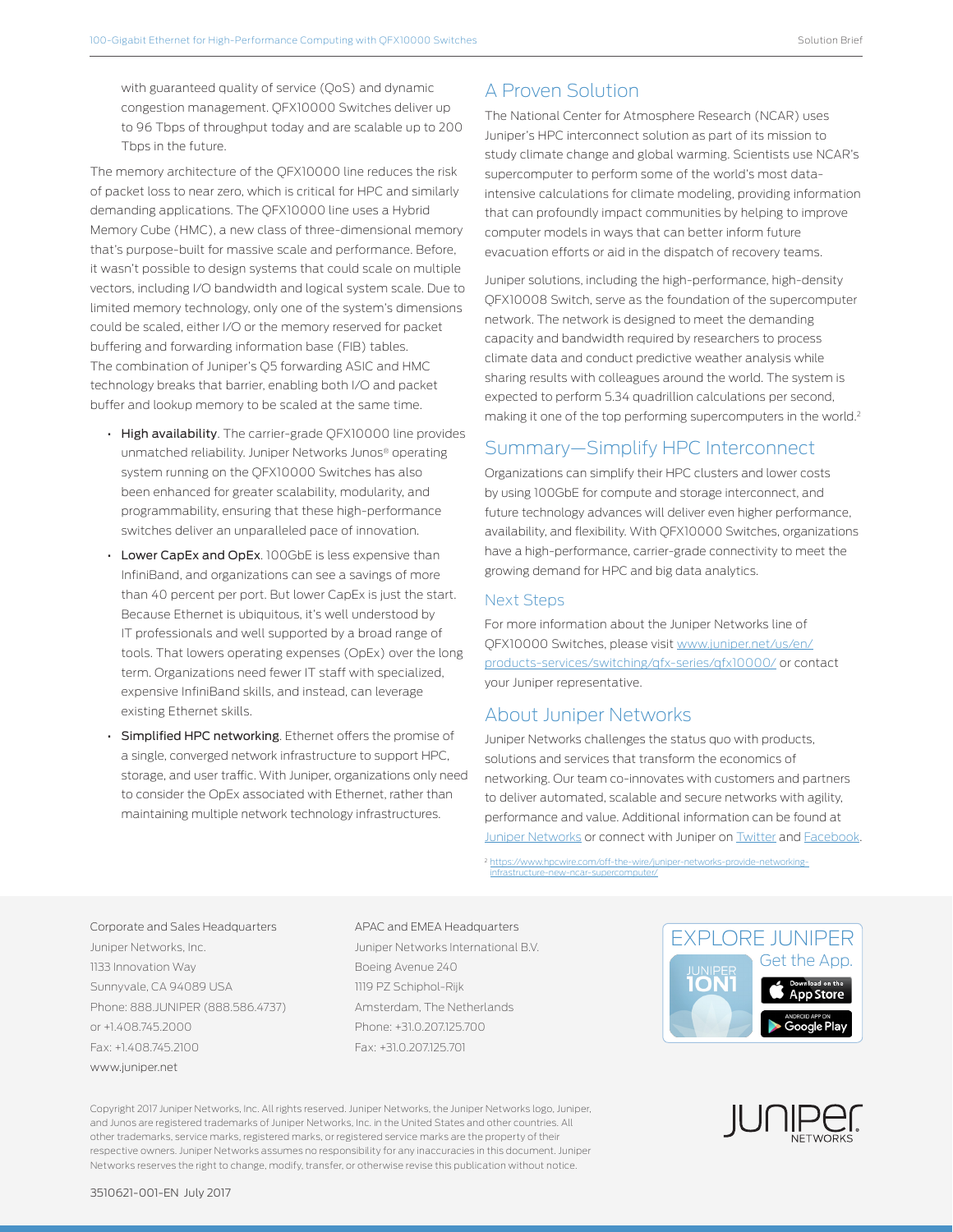with guaranteed quality of service (QoS) and dynamic congestion management. QFX10000 Switches deliver up to 96 Tbps of throughput today and are scalable up to 200 Tbps in the future.

The memory architecture of the QFX10000 line reduces the risk of packet loss to near zero, which is critical for HPC and similarly demanding applications. The QFX10000 line uses a Hybrid Memory Cube (HMC), a new class of three-dimensional memory that's purpose-built for massive scale and performance. Before, it wasn't possible to design systems that could scale on multiple vectors, including I/O bandwidth and logical system scale. Due to limited memory technology, only one of the system's dimensions could be scaled, either I/O or the memory reserved for packet buffering and forwarding information base (FIB) tables. The combination of Juniper's Q5 forwarding ASIC and HMC technology breaks that barrier, enabling both I/O and packet buffer and lookup memory to be scaled at the same time.

- **High availability**. The carrier-grade QFX10000 line provides unmatched reliability. Juniper Networks Junos® operating system running on the QFX10000 Switches has also been enhanced for greater scalability, modularity, and programmability, ensuring that these high-performance switches deliver an unparalleled pace of innovation.
- **Lower CapEx and OpEx**. 100GbE is less expensive than InfiniBand, and organizations can see a savings of more than 40 percent per port. But lower CapEx is just the start. Because Ethernet is ubiquitous, it's well understood by IT professionals and well supported by a broad range of tools. That lowers operating expenses (OpEx) over the long term. Organizations need fewer IT staff with specialized, expensive InfiniBand skills, and instead, can leverage existing Ethernet skills.
- **Simplified HPC networking**. Ethernet offers the promise of a single, converged network infrastructure to support HPC, storage, and user traffic. With Juniper, organizations only need to consider the OpEx associated with Ethernet, rather than maintaining multiple network technology infrastructures.

## A Proven Solution

The National Center for Atmosphere Research (NCAR) uses Juniper's HPC interconnect solution as part of its mission to study climate change and global warming. Scientists use NCAR's supercomputer to perform some of the world's most data-intensive calculations for climate modeling, providing information that can profoundly impact communities by helping to improve computer models in ways that can better inform future evacuation efforts or aid in the dispatch of recovery teams.

Juniper solutions, including the high-performance, high-density QFX10008 Switch, serve as the foundation of the supercomputer network. The network is designed to meet the demanding capacity and bandwidth required by researchers to process climate data and conduct predictive weather analysis while sharing results with colleagues around the world. The system is expected to perform 5.34 quadrillion calculations per second, making it one of the top performing supercomputers in the world.[2]

## Summary—Simplify HPC Interconnect

Organizations can simplify their HPC clusters and lower costs by using 100GbE for compute and storage interconnect, and future technology advances will deliver even higher performance, availability, and flexibility. With QFX10000 Switches, organizations have a high-performance, carrier-grade connectivity to meet the growing demand for HPC and big data analytics.

### Next Steps

For more information about the Juniper Networks line of QFX10000 Switches, please visit www.juniper.net/us/en/products-services/switching/qfx-series/qfx10000/ or contact your Juniper representative.

## About Juniper Networks

Juniper Networks challenges the status quo with products, solutions and services that transform the economics of networking. Our team co-innovates with customers and partners to deliver automated, scalable and secure networks with agility, performance and value. Additional information can be found at Juniper Networks or connect with Juniper on Twitter and Facebook.

[2] https://www.hpcwire.com/off-the-wire/juniper-networks-provide-networking-infrastructure-new-ncar-supercomputer/

Corporate and Sales Headquarters
Juniper Networks, Inc.
1133 Innovation Way
Sunnyvale, CA 94089 USA
Phone: 888.JUNIPER (888.586.4737)
or +1.408.745.2000
Fax: +1.408.745.2100
www.juniper.net

APAC and EMEA Headquarters
Juniper Networks International B.V.
Boeing Avenue 240
1119 PZ Schiphol-Rijk
Amsterdam, The Netherlands
Phone: +31.0.207.125.700
Fax: +31.0.207.125.701

EXPLORE JUNIPER
Get the App.

Copyright 2017 Juniper Networks, Inc. All rights reserved. Juniper Networks, the Juniper Networks logo, Juniper, and Junos are registered trademarks of Juniper Networks, Inc. in the United States and other countries. All other trademarks, service marks, registered marks, or registered service marks are the property of their respective owners. Juniper Networks assumes no responsibility for any inaccuracies in this document. Juniper Networks reserves the right to change, modify, transfer, or otherwise revise this publication without notice.

3510621-001-EN July 2017